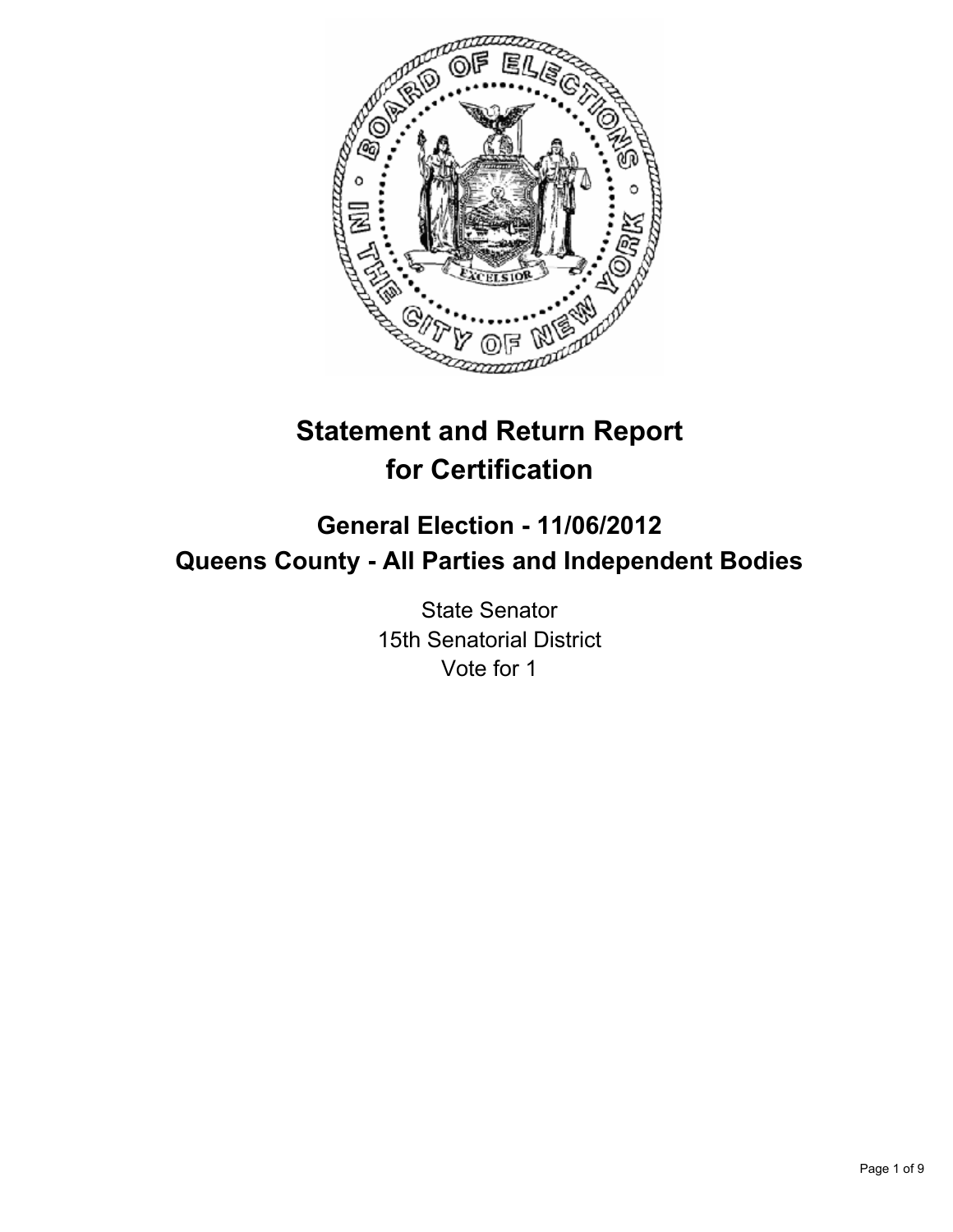# Statement and Return Report for Certification

## General Election - 11/06/2012
## Queens County - All Parties and Independent Bodies

State Senator
15th Senatorial District
Vote for 1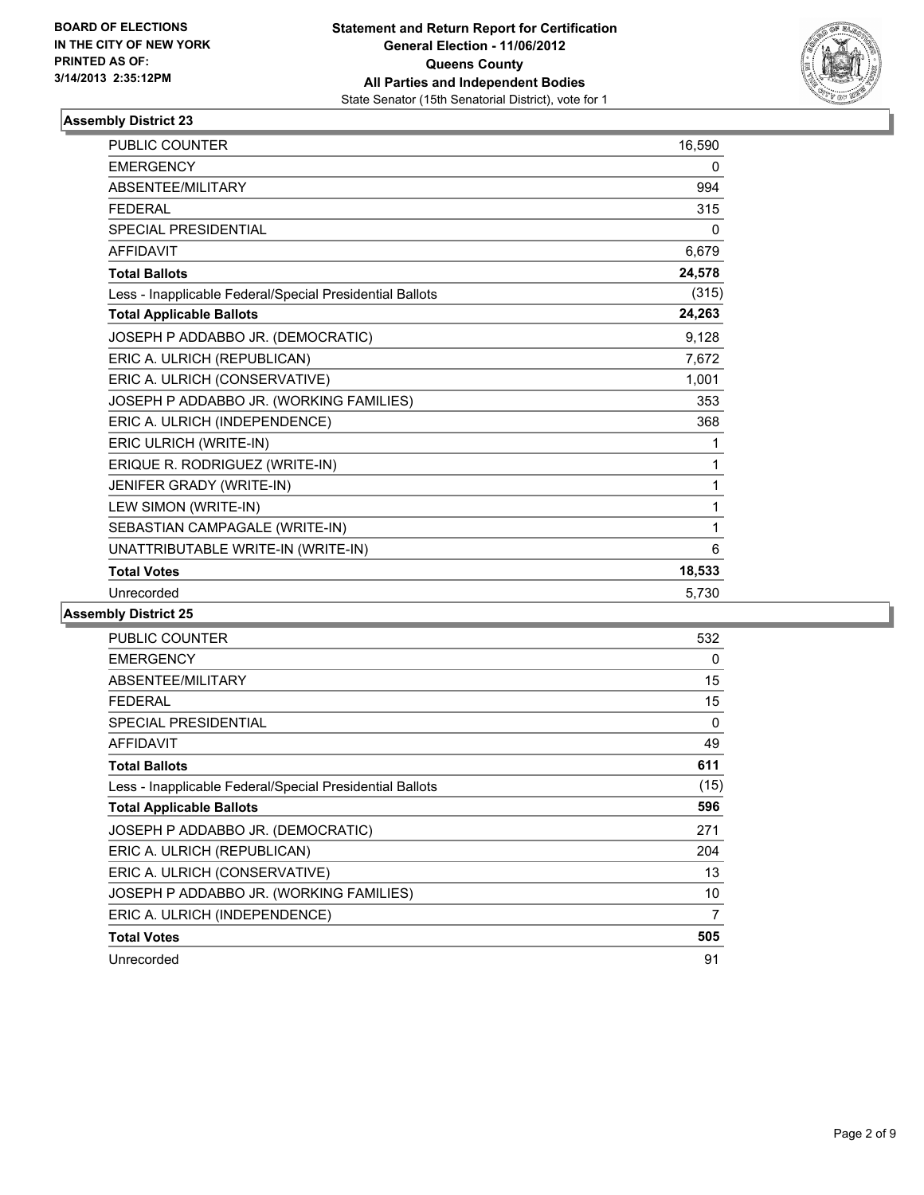BOARD OF ELECTIONS
IN THE CITY OF NEW YORK
PRINTED AS OF:
3/14/2013 2:35:12PM

**Statement and Return Report for Certification**
**General Election - 11/06/2012**
**Queens County**
**All Parties and Independent Bodies**
State Senator (15th Senatorial District), vote for 1

### Assembly District 23

| | |
|---|---|
| PUBLIC COUNTER | 16,590 |
| EMERGENCY | 0 |
| ABSENTEE/MILITARY | 994 |
| FEDERAL | 315 |
| SPECIAL PRESIDENTIAL | 0 |
| AFFIDAVIT | 6,679 |
| **Total Ballots** | **24,578** |
| Less - Inapplicable Federal/Special Presidential Ballots | (315) |
| **Total Applicable Ballots** | **24,263** |
| JOSEPH P ADDABBO JR. (DEMOCRATIC) | 9,128 |
| ERIC A. ULRICH (REPUBLICAN) | 7,672 |
| ERIC A. ULRICH (CONSERVATIVE) | 1,001 |
| JOSEPH P ADDABBO JR. (WORKING FAMILIES) | 353 |
| ERIC A. ULRICH (INDEPENDENCE) | 368 |
| ERIC ULRICH (WRITE-IN) | 1 |
| ERIQUE R. RODRIGUEZ (WRITE-IN) | 1 |
| JENIFER GRADY (WRITE-IN) | 1 |
| LEW SIMON (WRITE-IN) | 1 |
| SEBASTIAN CAMPAGALE (WRITE-IN) | 1 |
| UNATTRIBUTABLE WRITE-IN (WRITE-IN) | 6 |
| **Total Votes** | **18,533** |
| Unrecorded | 5,730 |

### Assembly District 25

| | |
|---|---|
| PUBLIC COUNTER | 532 |
| EMERGENCY | 0 |
| ABSENTEE/MILITARY | 15 |
| FEDERAL | 15 |
| SPECIAL PRESIDENTIAL | 0 |
| AFFIDAVIT | 49 |
| **Total Ballots** | **611** |
| Less - Inapplicable Federal/Special Presidential Ballots | (15) |
| **Total Applicable Ballots** | **596** |
| JOSEPH P ADDABBO JR. (DEMOCRATIC) | 271 |
| ERIC A. ULRICH (REPUBLICAN) | 204 |
| ERIC A. ULRICH (CONSERVATIVE) | 13 |
| JOSEPH P ADDABBO JR. (WORKING FAMILIES) | 10 |
| ERIC A. ULRICH (INDEPENDENCE) | 7 |
| **Total Votes** | **505** |
| Unrecorded | 91 |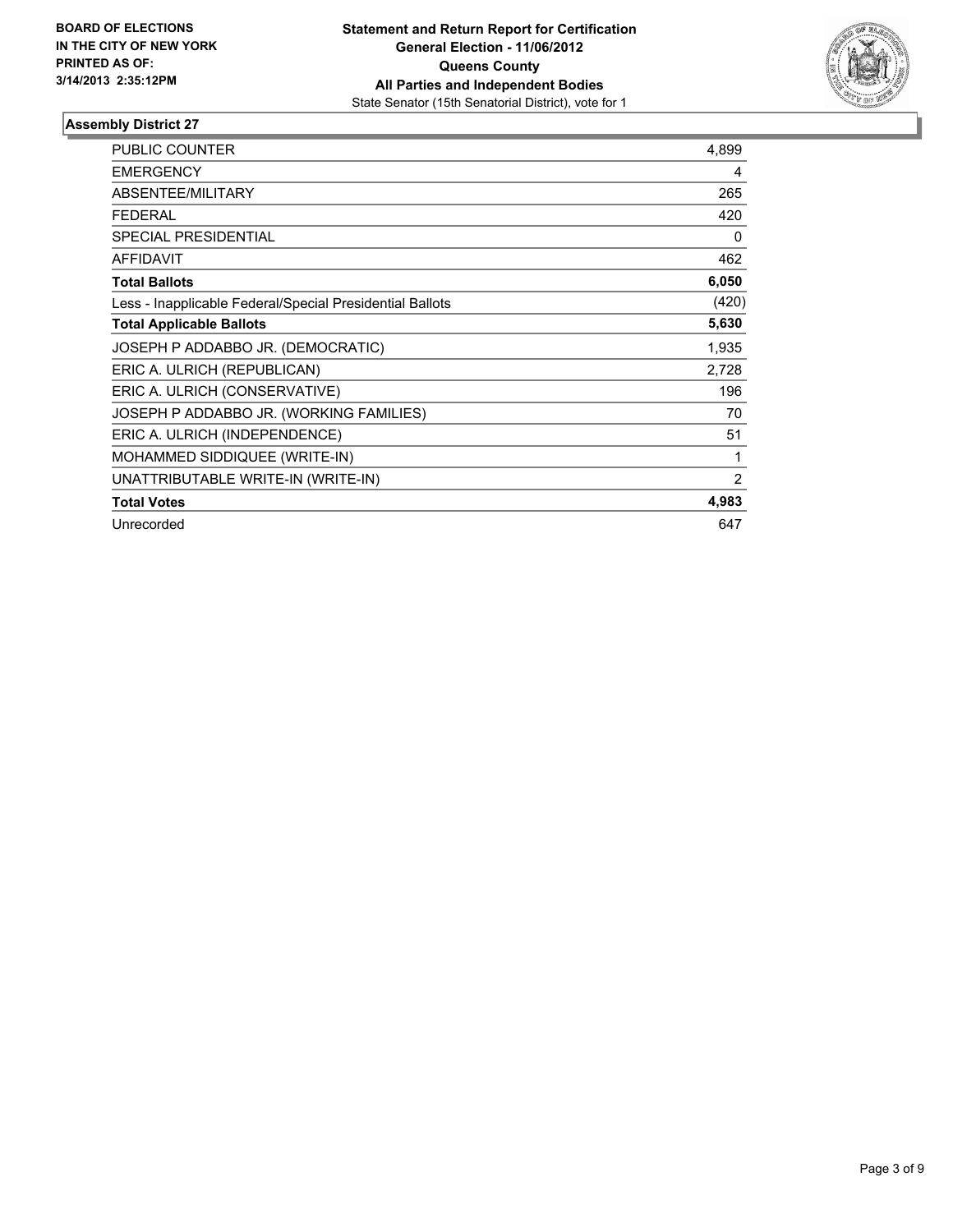**BOARD OF ELECTIONS IN THE CITY OF NEW YORK PRINTED AS OF: 3/14/2013 2:35:12PM**

**Statement and Return Report for Certification**
**General Election - 11/06/2012**
**Queens County**
**All Parties and Independent Bodies**
State Senator (15th Senatorial District), vote for 1

## Assembly District 27

| | |
|---|---|
| PUBLIC COUNTER | 4,899 |
| EMERGENCY | 4 |
| ABSENTEE/MILITARY | 265 |
| FEDERAL | 420 |
| SPECIAL PRESIDENTIAL | 0 |
| AFFIDAVIT | 462 |
| **Total Ballots** | **6,050** |
| Less - Inapplicable Federal/Special Presidential Ballots | (420) |
| **Total Applicable Ballots** | **5,630** |
| JOSEPH P ADDABBO JR. (DEMOCRATIC) | 1,935 |
| ERIC A. ULRICH (REPUBLICAN) | 2,728 |
| ERIC A. ULRICH (CONSERVATIVE) | 196 |
| JOSEPH P ADDABBO JR. (WORKING FAMILIES) | 70 |
| ERIC A. ULRICH (INDEPENDENCE) | 51 |
| MOHAMMED SIDDIQUEE (WRITE-IN) | 1 |
| UNATTRIBUTABLE WRITE-IN (WRITE-IN) | 2 |
| **Total Votes** | **4,983** |
| Unrecorded | 647 |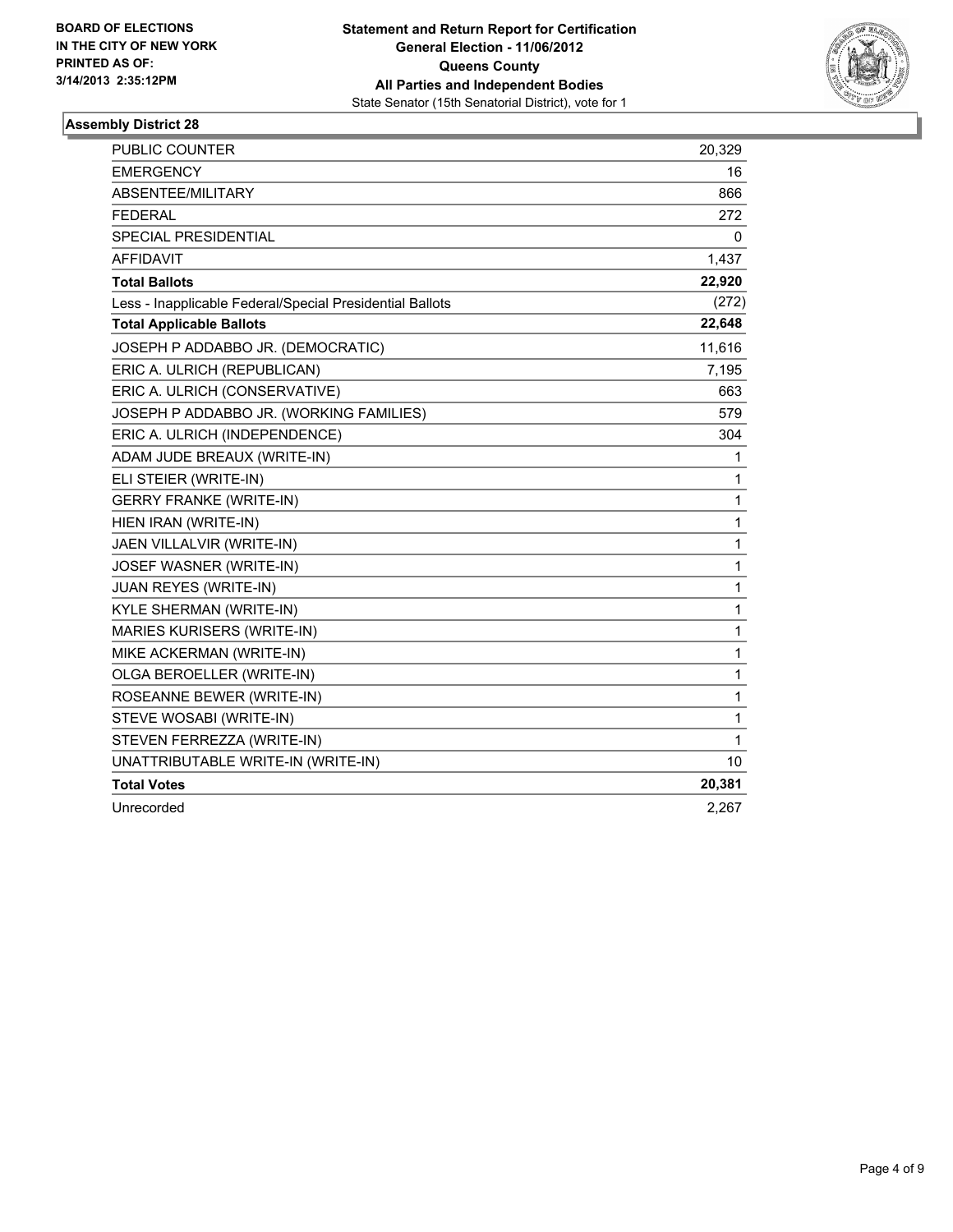**BOARD OF ELECTIONS IN THE CITY OF NEW YORK PRINTED AS OF: 3/14/2013 2:35:12PM**

**Statement and Return Report for Certification**
**General Election - 11/06/2012**
**Queens County**
**All Parties and Independent Bodies**
State Senator (15th Senatorial District), vote for 1

## Assembly District 28

| | |
|---|---|
| PUBLIC COUNTER | 20,329 |
| EMERGENCY | 16 |
| ABSENTEE/MILITARY | 866 |
| FEDERAL | 272 |
| SPECIAL PRESIDENTIAL | 0 |
| AFFIDAVIT | 1,437 |
| **Total Ballots** | **22,920** |
| Less - Inapplicable Federal/Special Presidential Ballots | (272) |
| **Total Applicable Ballots** | **22,648** |
| JOSEPH P ADDABBO JR. (DEMOCRATIC) | 11,616 |
| ERIC A. ULRICH (REPUBLICAN) | 7,195 |
| ERIC A. ULRICH (CONSERVATIVE) | 663 |
| JOSEPH P ADDABBO JR. (WORKING FAMILIES) | 579 |
| ERIC A. ULRICH (INDEPENDENCE) | 304 |
| ADAM JUDE BREAUX (WRITE-IN) | 1 |
| ELI STEIER (WRITE-IN) | 1 |
| GERRY FRANKE (WRITE-IN) | 1 |
| HIEN IRAN (WRITE-IN) | 1 |
| JAEN VILLALVIR (WRITE-IN) | 1 |
| JOSEF WASNER (WRITE-IN) | 1 |
| JUAN REYES (WRITE-IN) | 1 |
| KYLE SHERMAN (WRITE-IN) | 1 |
| MARIES KURISERS (WRITE-IN) | 1 |
| MIKE ACKERMAN (WRITE-IN) | 1 |
| OLGA BEROELLER (WRITE-IN) | 1 |
| ROSEANNE BEWER (WRITE-IN) | 1 |
| STEVE WOSABI (WRITE-IN) | 1 |
| STEVEN FERREZZA (WRITE-IN) | 1 |
| UNATTRIBUTABLE WRITE-IN (WRITE-IN) | 10 |
| **Total Votes** | **20,381** |
| Unrecorded | 2,267 |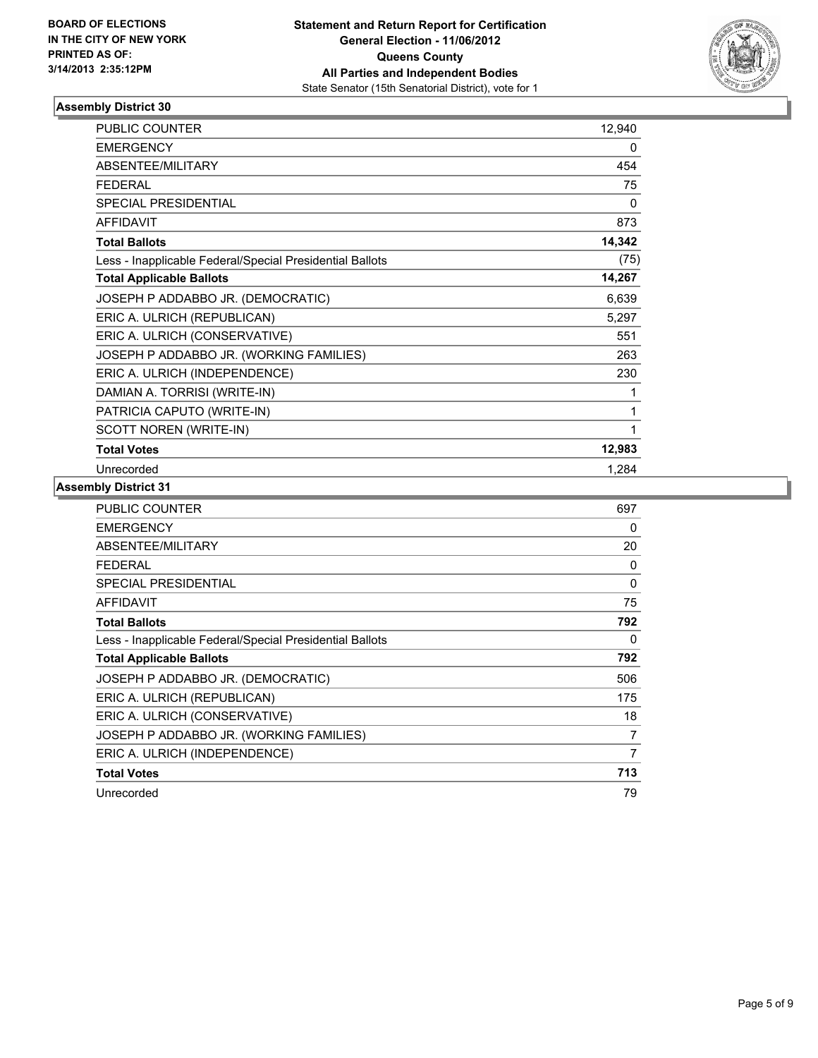**BOARD OF ELECTIONS IN THE CITY OF NEW YORK PRINTED AS OF: 3/14/2013 2:35:12PM**

**Statement and Return Report for Certification**
**General Election - 11/06/2012**
**Queens County**
**All Parties and Independent Bodies**
State Senator (15th Senatorial District), vote for 1

### Assembly District 30

| | |
|---|---|
| PUBLIC COUNTER | 12,940 |
| EMERGENCY | 0 |
| ABSENTEE/MILITARY | 454 |
| FEDERAL | 75 |
| SPECIAL PRESIDENTIAL | 0 |
| AFFIDAVIT | 873 |
| **Total Ballots** | **14,342** |
| Less - Inapplicable Federal/Special Presidential Ballots | (75) |
| **Total Applicable Ballots** | **14,267** |
| JOSEPH P ADDABBO JR. (DEMOCRATIC) | 6,639 |
| ERIC A. ULRICH (REPUBLICAN) | 5,297 |
| ERIC A. ULRICH (CONSERVATIVE) | 551 |
| JOSEPH P ADDABBO JR. (WORKING FAMILIES) | 263 |
| ERIC A. ULRICH (INDEPENDENCE) | 230 |
| DAMIAN A. TORRISI (WRITE-IN) | 1 |
| PATRICIA CAPUTO (WRITE-IN) | 1 |
| SCOTT NOREN (WRITE-IN) | 1 |
| **Total Votes** | **12,983** |
| Unrecorded | 1,284 |

### Assembly District 31

| | |
|---|---|
| PUBLIC COUNTER | 697 |
| EMERGENCY | 0 |
| ABSENTEE/MILITARY | 20 |
| FEDERAL | 0 |
| SPECIAL PRESIDENTIAL | 0 |
| AFFIDAVIT | 75 |
| **Total Ballots** | **792** |
| Less - Inapplicable Federal/Special Presidential Ballots | 0 |
| **Total Applicable Ballots** | **792** |
| JOSEPH P ADDABBO JR. (DEMOCRATIC) | 506 |
| ERIC A. ULRICH (REPUBLICAN) | 175 |
| ERIC A. ULRICH (CONSERVATIVE) | 18 |
| JOSEPH P ADDABBO JR. (WORKING FAMILIES) | 7 |
| ERIC A. ULRICH (INDEPENDENCE) | 7 |
| **Total Votes** | **713** |
| Unrecorded | 79 |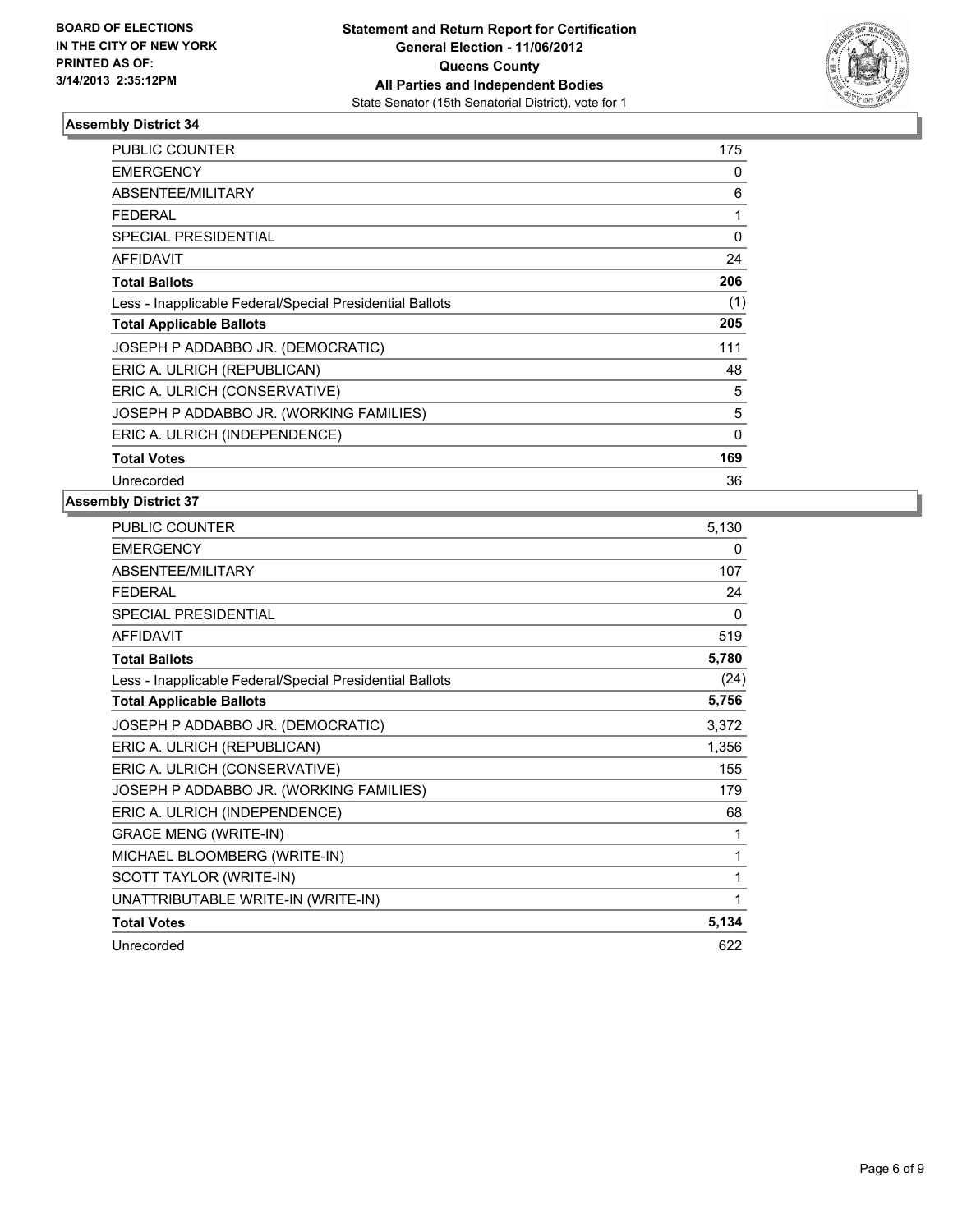**BOARD OF ELECTIONS IN THE CITY OF NEW YORK PRINTED AS OF: 3/14/2013 2:35:12PM**

**Statement and Return Report for Certification**
**General Election - 11/06/2012**
**Queens County**
**All Parties and Independent Bodies**
State Senator (15th Senatorial District), vote for 1

### Assembly District 34

| | |
|---|---|
| PUBLIC COUNTER | 175 |
| EMERGENCY | 0 |
| ABSENTEE/MILITARY | 6 |
| FEDERAL | 1 |
| SPECIAL PRESIDENTIAL | 0 |
| AFFIDAVIT | 24 |
| **Total Ballots** | **206** |
| Less - Inapplicable Federal/Special Presidential Ballots | (1) |
| **Total Applicable Ballots** | **205** |
| JOSEPH P ADDABBO JR. (DEMOCRATIC) | 111 |
| ERIC A. ULRICH (REPUBLICAN) | 48 |
| ERIC A. ULRICH (CONSERVATIVE) | 5 |
| JOSEPH P ADDABBO JR. (WORKING FAMILIES) | 5 |
| ERIC A. ULRICH (INDEPENDENCE) | 0 |
| **Total Votes** | **169** |
| Unrecorded | 36 |

### Assembly District 37

| | |
|---|---|
| PUBLIC COUNTER | 5,130 |
| EMERGENCY | 0 |
| ABSENTEE/MILITARY | 107 |
| FEDERAL | 24 |
| SPECIAL PRESIDENTIAL | 0 |
| AFFIDAVIT | 519 |
| **Total Ballots** | **5,780** |
| Less - Inapplicable Federal/Special Presidential Ballots | (24) |
| **Total Applicable Ballots** | **5,756** |
| JOSEPH P ADDABBO JR. (DEMOCRATIC) | 3,372 |
| ERIC A. ULRICH (REPUBLICAN) | 1,356 |
| ERIC A. ULRICH (CONSERVATIVE) | 155 |
| JOSEPH P ADDABBO JR. (WORKING FAMILIES) | 179 |
| ERIC A. ULRICH (INDEPENDENCE) | 68 |
| GRACE MENG (WRITE-IN) | 1 |
| MICHAEL BLOOMBERG (WRITE-IN) | 1 |
| SCOTT TAYLOR (WRITE-IN) | 1 |
| UNATTRIBUTABLE WRITE-IN (WRITE-IN) | 1 |
| **Total Votes** | **5,134** |
| Unrecorded | 622 |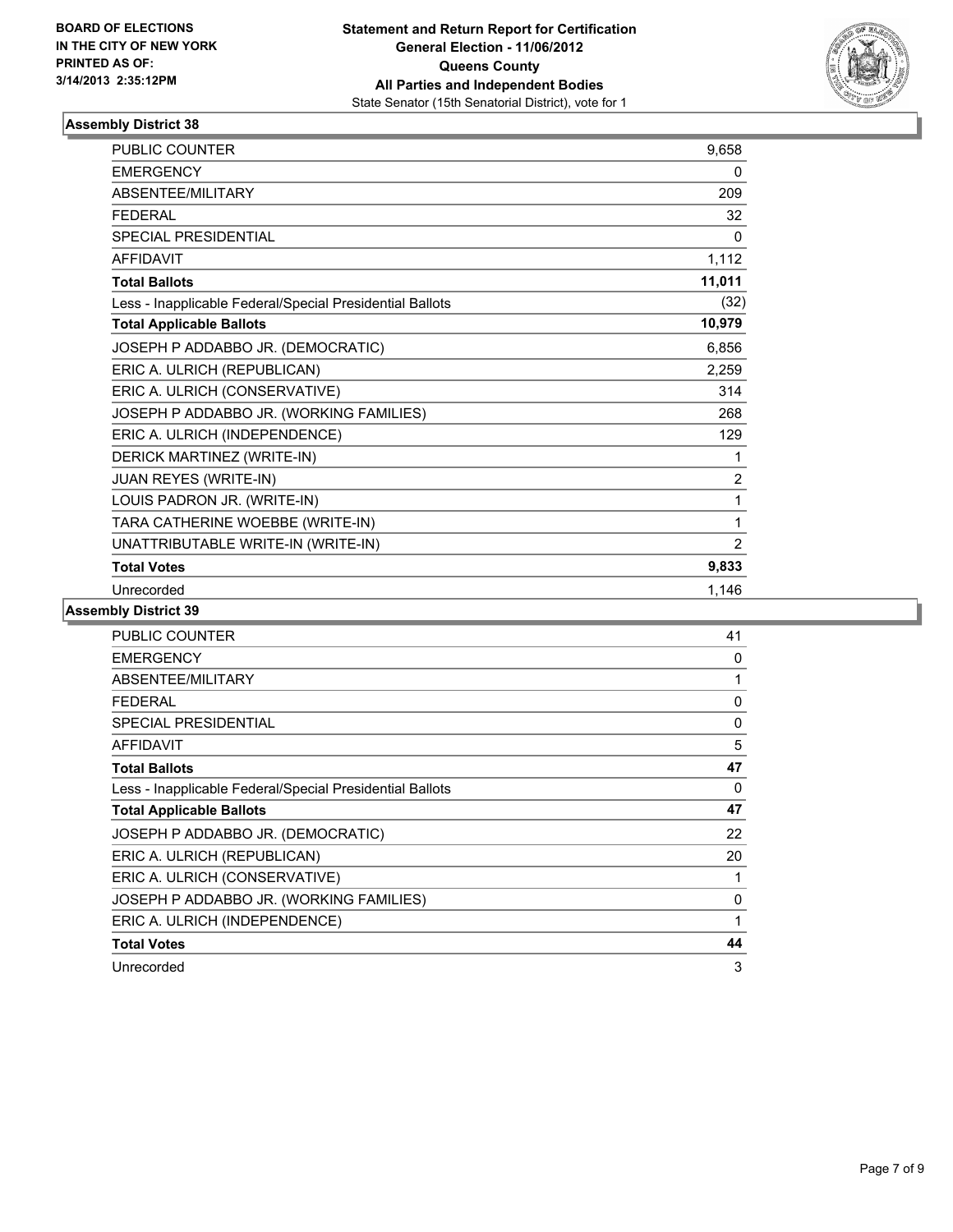BOARD OF ELECTIONS
IN THE CITY OF NEW YORK
PRINTED AS OF:
3/14/2013 2:35:12PM

**Statement and Return Report for Certification**
**General Election - 11/06/2012**
**Queens County**
**All Parties and Independent Bodies**
State Senator (15th Senatorial District), vote for 1

### Assembly District 38

| | |
|---|---|
| PUBLIC COUNTER | 9,658 |
| EMERGENCY | 0 |
| ABSENTEE/MILITARY | 209 |
| FEDERAL | 32 |
| SPECIAL PRESIDENTIAL | 0 |
| AFFIDAVIT | 1,112 |
| **Total Ballots** | **11,011** |
| Less - Inapplicable Federal/Special Presidential Ballots | (32) |
| **Total Applicable Ballots** | **10,979** |
| JOSEPH P ADDABBO JR. (DEMOCRATIC) | 6,856 |
| ERIC A. ULRICH (REPUBLICAN) | 2,259 |
| ERIC A. ULRICH (CONSERVATIVE) | 314 |
| JOSEPH P ADDABBO JR. (WORKING FAMILIES) | 268 |
| ERIC A. ULRICH (INDEPENDENCE) | 129 |
| DERICK MARTINEZ (WRITE-IN) | 1 |
| JUAN REYES (WRITE-IN) | 2 |
| LOUIS PADRON JR. (WRITE-IN) | 1 |
| TARA CATHERINE WOEBBE (WRITE-IN) | 1 |
| UNATTRIBUTABLE WRITE-IN (WRITE-IN) | 2 |
| **Total Votes** | **9,833** |
| Unrecorded | 1,146 |

### Assembly District 39

| | |
|---|---|
| PUBLIC COUNTER | 41 |
| EMERGENCY | 0 |
| ABSENTEE/MILITARY | 1 |
| FEDERAL | 0 |
| SPECIAL PRESIDENTIAL | 0 |
| AFFIDAVIT | 5 |
| **Total Ballots** | **47** |
| Less - Inapplicable Federal/Special Presidential Ballots | 0 |
| **Total Applicable Ballots** | **47** |
| JOSEPH P ADDABBO JR. (DEMOCRATIC) | 22 |
| ERIC A. ULRICH (REPUBLICAN) | 20 |
| ERIC A. ULRICH (CONSERVATIVE) | 1 |
| JOSEPH P ADDABBO JR. (WORKING FAMILIES) | 0 |
| ERIC A. ULRICH (INDEPENDENCE) | 1 |
| **Total Votes** | **44** |
| Unrecorded | 3 |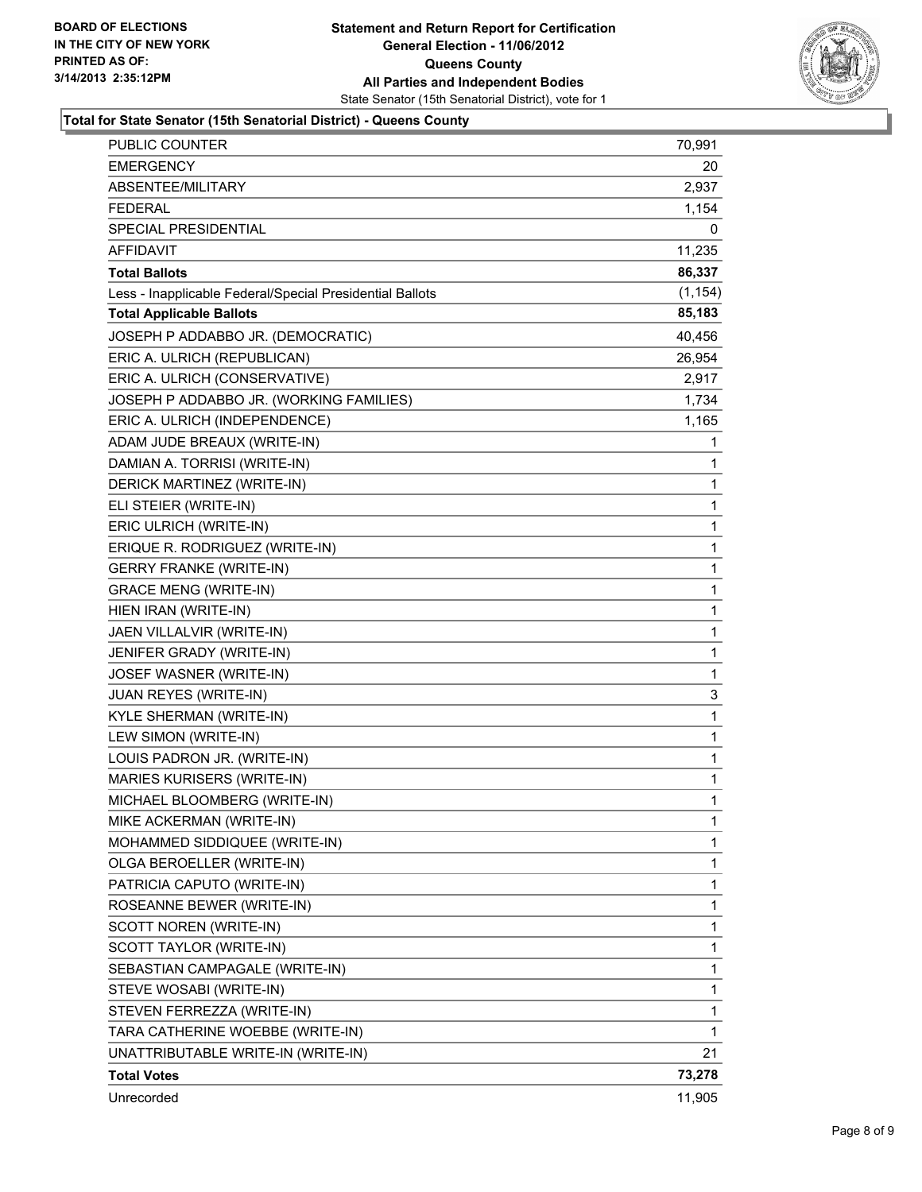**BOARD OF ELECTIONS**
**IN THE CITY OF NEW YORK**
**PRINTED AS OF:**
**3/14/2013 2:35:12PM**

# Statement and Return Report for Certification
## General Election - 11/06/2012
## Queens County
## All Parties and Independent Bodies
State Senator (15th Senatorial District), vote for 1

### Total for State Senator (15th Senatorial District) - Queens County

| | |
|---|---|
| PUBLIC COUNTER | 70,991 |
| EMERGENCY | 20 |
| ABSENTEE/MILITARY | 2,937 |
| FEDERAL | 1,154 |
| SPECIAL PRESIDENTIAL | 0 |
| AFFIDAVIT | 11,235 |
| **Total Ballots** | **86,337** |
| Less - Inapplicable Federal/Special Presidential Ballots | (1,154) |
| **Total Applicable Ballots** | **85,183** |
| JOSEPH P ADDABBO JR. (DEMOCRATIC) | 40,456 |
| ERIC A. ULRICH (REPUBLICAN) | 26,954 |
| ERIC A. ULRICH (CONSERVATIVE) | 2,917 |
| JOSEPH P ADDABBO JR. (WORKING FAMILIES) | 1,734 |
| ERIC A. ULRICH (INDEPENDENCE) | 1,165 |
| ADAM JUDE BREAUX (WRITE-IN) | 1 |
| DAMIAN A. TORRISI (WRITE-IN) | 1 |
| DERICK MARTINEZ (WRITE-IN) | 1 |
| ELI STEIER (WRITE-IN) | 1 |
| ERIC ULRICH (WRITE-IN) | 1 |
| ERIQUE R. RODRIGUEZ (WRITE-IN) | 1 |
| GERRY FRANKE (WRITE-IN) | 1 |
| GRACE MENG (WRITE-IN) | 1 |
| HIEN IRAN (WRITE-IN) | 1 |
| JAEN VILLALVIR (WRITE-IN) | 1 |
| JENIFER GRADY (WRITE-IN) | 1 |
| JOSEF WASNER (WRITE-IN) | 1 |
| JUAN REYES (WRITE-IN) | 3 |
| KYLE SHERMAN (WRITE-IN) | 1 |
| LEW SIMON (WRITE-IN) | 1 |
| LOUIS PADRON JR. (WRITE-IN) | 1 |
| MARIES KURISERS (WRITE-IN) | 1 |
| MICHAEL BLOOMBERG (WRITE-IN) | 1 |
| MIKE ACKERMAN (WRITE-IN) | 1 |
| MOHAMMED SIDDIQUEE (WRITE-IN) | 1 |
| OLGA BEROELLER (WRITE-IN) | 1 |
| PATRICIA CAPUTO (WRITE-IN) | 1 |
| ROSEANNE BEWER (WRITE-IN) | 1 |
| SCOTT NOREN (WRITE-IN) | 1 |
| SCOTT TAYLOR (WRITE-IN) | 1 |
| SEBASTIAN CAMPAGALE (WRITE-IN) | 1 |
| STEVE WOSABI (WRITE-IN) | 1 |
| STEVEN FERREZZA (WRITE-IN) | 1 |
| TARA CATHERINE WOEBBE (WRITE-IN) | 1 |
| UNATTRIBUTABLE WRITE-IN (WRITE-IN) | 21 |
| **Total Votes** | **73,278** |
| Unrecorded | 11,905 |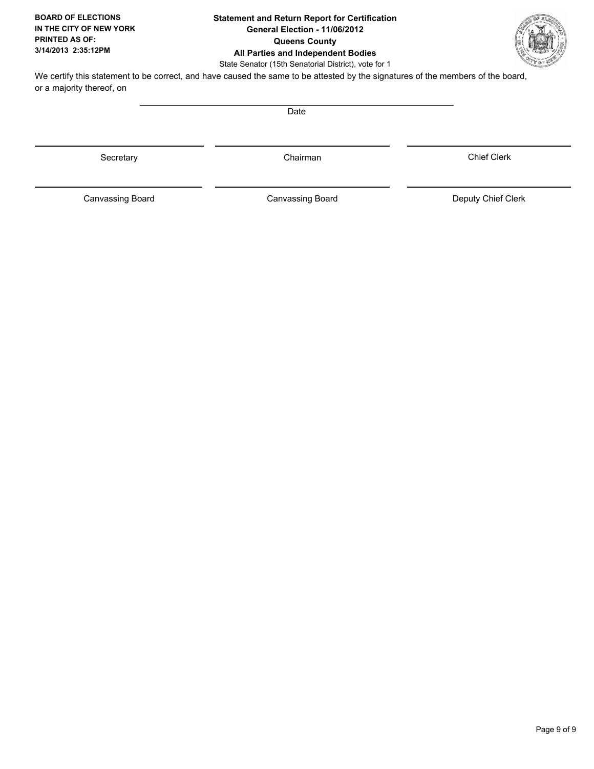**BOARD OF ELECTIONS**
**IN THE CITY OF NEW YORK**
**PRINTED AS OF:**
**3/14/2013 2:35:12PM**

**Statement and Return Report for Certification**
**General Election - 11/06/2012**
**Queens County**
**All Parties and Independent Bodies**
State Senator (15th Senatorial District), vote for 1

We certify this statement to be correct, and have caused the same to be attested by the signatures of the members of the board, or a majority thereof, on

Date

Secretary

Chairman

Chief Clerk

Canvassing Board

Canvassing Board

Deputy Chief Clerk